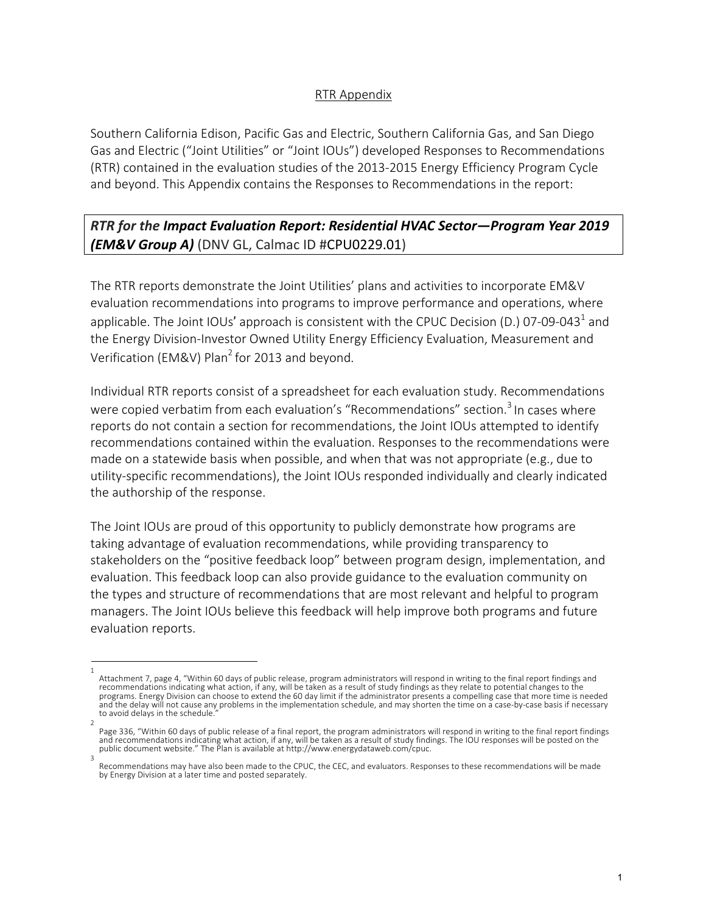RTR Appendix

Southern California Edison, Pacific Gas and Electric, Southern California Gas, and San Diego Gas and Electric ("Joint Utilities" or "Joint IOUs") developed Responses to Recommendations (RTR) contained in the evaluation studies of the 2013-2015 Energy Efficiency Program Cycle and beyond. This Appendix contains the Responses to Recommendations in the report:

***RTR for the Impact Evaluation Report: Residential HVAC Sector—Program Year 2019 (EM&V Group A)*** (DNV GL, Calmac ID #CPU0229.01)

The RTR reports demonstrate the Joint Utilities' plans and activities to incorporate EM&V evaluation recommendations into programs to improve performance and operations, where applicable. The Joint IOUs' approach is consistent with the CPUC Decision (D.) 07-09-043[1] and the Energy Division-Investor Owned Utility Energy Efficiency Evaluation, Measurement and Verification (EM&V) Plan[2] for 2013 and beyond.

Individual RTR reports consist of a spreadsheet for each evaluation study. Recommendations were copied verbatim from each evaluation's "Recommendations" section.[3] In cases where reports do not contain a section for recommendations, the Joint IOUs attempted to identify recommendations contained within the evaluation. Responses to the recommendations were made on a statewide basis when possible, and when that was not appropriate (e.g., due to utility-specific recommendations), the Joint IOUs responded individually and clearly indicated the authorship of the response.

The Joint IOUs are proud of this opportunity to publicly demonstrate how programs are taking advantage of evaluation recommendations, while providing transparency to stakeholders on the "positive feedback loop" between program design, implementation, and evaluation. This feedback loop can also provide guidance to the evaluation community on the types and structure of recommendations that are most relevant and helpful to program managers. The Joint IOUs believe this feedback will help improve both programs and future evaluation reports.

---

[1] Attachment 7, page 4, "Within 60 days of public release, program administrators will respond in writing to the final report findings and recommendations indicating what action, if any, will be taken as a result of study findings as they relate to potential changes to the programs. Energy Division can choose to extend the 60 day limit if the administrator presents a compelling case that more time is needed and the delay will not cause any problems in the implementation schedule, and may shorten the time on a case-by-case basis if necessary to avoid delays in the schedule."

[2] Page 336, "Within 60 days of public release of a final report, the program administrators will respond in writing to the final report findings and recommendations indicating what action, if any, will be taken as a result of study findings. The IOU responses will be posted on the public document website." The Plan is available at http://www.energydataweb.com/cpuc.

[3] Recommendations may have also been made to the CPUC, the CEC, and evaluators. Responses to these recommendations will be made by Energy Division at a later time and posted separately.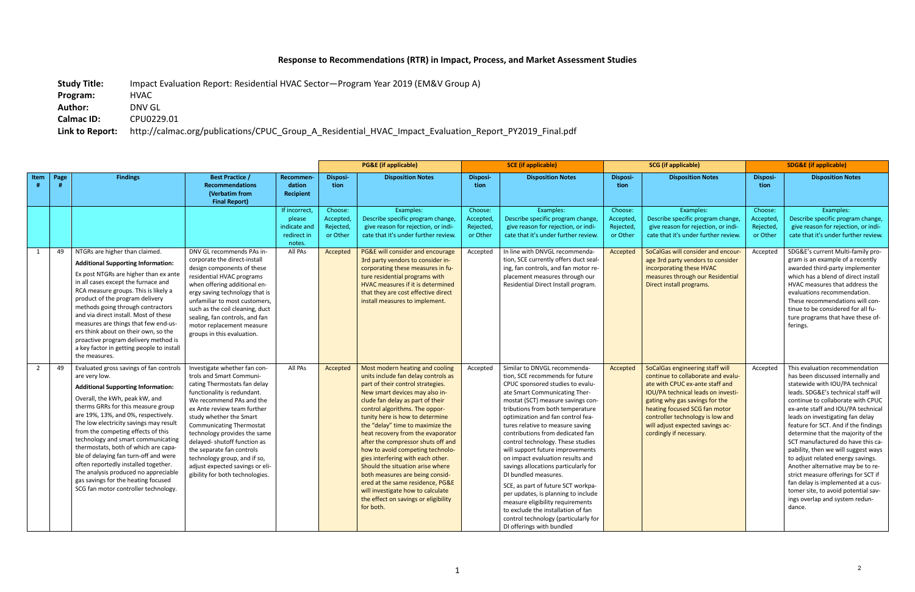# Response to Recommendations (RTR) in Impact, Process, and Market Assessment Studies

**Study Title:** Impact Evaluation Report: Residential HVAC Sector—Program Year 2019 (EM&V Group A)
**Program:** HVAC
**Author:** DNV GL
**Calmac ID:** CPU0229.01
**Link to Report:** http://calmac.org/publications/CPUC_Group_A_Residential_HVAC_Impact_Evaluation_Report_PY2019_Final.pdf

| | | | | | PG&E (if applicable) | | SCE (if applicable) | | SCG (if applicable) | | SDG&E (if applicable) | |
|---|---|---|---|---|---|---|---|---|---|---|---|---|
| **Item #** | **Page #** | **Findings** | **Best Practice / Recommendations (Verbatim from Final Report)** | **Recommendation Recipient** | **Disposition** | **Disposition Notes** | **Disposition** | **Disposition Notes** | **Disposition** | **Disposition Notes** | **Disposition** | **Disposition Notes** |
| | | | | If incorrect, please indicate and redirect in notes. | Choose: Accepted, Rejected, or Other | Examples: Describe specific program change, give reason for rejection, or indicate that it's under further review. | Choose: Accepted, Rejected, or Other | Examples: Describe specific program change, give reason for rejection, or indicate that it's under further review. | Choose: Accepted, Rejected, or Other | Examples: Describe specific program change, give reason for rejection, or indicate that it's under further review. | Choose: Accepted, Rejected, or Other | Examples: Describe specific program change, give reason for rejection, or indicate that it's under further review. |
| 1 | 49 | NTGRs are higher than claimed. **Additional Supporting Information:** Ex post NTGRs are higher than ex ante in all cases except the furnace and RCA measure groups. This is likely a product of the program delivery methods going through contractors and via direct install. Most of these measures are things that few end-users think about on their own, so the proactive program delivery method is a key factor in getting people to install the measures. | DNV GL recommends PAs incorporate the direct-install design components of these residential HVAC programs when offering additional energy saving technology that is unfamiliar to most customers, such as the coil cleaning, duct sealing, fan controls, and fan motor replacement measure groups in this evaluation. | All PAs | Accepted | PG&E will consider and encourage 3rd party vendors to consider incorporating these measures in future residential programs with HVAC measures if it is determined that they are cost effective direct install measures to implement. | Accepted | In line with DNVGL recommendation, SCE currently offers duct sealing, fan controls, and fan motor replacement measures through our Residential Direct Install program. | Accepted | SoCalGas will consider and encourage 3rd party vendors to consider incorporating these HVAC measures through our Residential Direct install programs. | Accepted | SDG&E's current Multi-family program is an example of a recently awarded third-party implementer which has a blend of direct install HVAC measures that address the evaluations recommendation. These recommendations will continue to be considered for all future programs that have these offerings. |
| 2 | 49 | Evaluated gross savings of fan controls are very low. **Additional Supporting Information:** Overall, the kWh, peak kW, and therms GRRs for this measure group are 19%, 13%, and 0%, respectively. The low electricity savings may result from the competing effects of this technology and smart communicating thermostats, both of which are capable of delaying fan turn-off and were often reportedly installed together. The analysis produced no appreciable gas savings for the heating focused SCG fan motor controller technology. | Investigate whether fan controls and Smart Communicating Thermostats fan delay functionality is redundant. We recommend PAs and the ex Ante review team further study whether the Smart Communicating Thermostat technology provides the same delayed- shutoff function as the separate fan controls technology group, and if so, adjust expected savings or eligibility for both technologies. | All PAs | Accepted | Most modern heating and cooling units include fan delay controls as part of their control strategies. New smart devices may also include fan delay as part of their control algorithms. The opportunity here is how to determine the "delay" time to maximize the heat recovery from the evaporator after the compressor shuts off and how to avoid competing technologies interfering with each other. Should the situation arise where both measures are being considered at the same residence, PG&E will investigate how to calculate the effect on savings or eligibility for both. | Accepted | Similar to DNVGL recommendation, SCE recommends for future CPUC sponsored studies to evaluate Smart Communicating Thermostat (SCT) measure savings contributions from both temperature optimization and fan control features relative to measure saving contributions from dedicated fan control technology. These studies will support future improvements on impact evaluation results and savings allocations particularly for DI bundled measures. SCE, as part of future SCT workpaper updates, is planning to include measure eligibility requirements to exclude the installation of fan control technology (particularly for DI offerings with bundled | Accepted | SoCalGas engineering staff will continue to collaborate and evaluate with CPUC ex-ante staff and IOU/PA technical leads on investigating why gas savings for the heating focused SCG fan motor controller technology is low and will adjust expected savings accordingly if necessary. | Accepted | This evaluation recommendation has been discussed internally and statewide with IOU/PA technical leads. SDG&E's technical staff will continue to collaborate with CPUC ex-ante staff and IOU/PA technical leads on investigating fan delay feature for SCT. And if the findings determine that the majority of the SCT manufactured do have this capability, then we will suggest ways to adjust related energy savings. Another alternative may be to restrict measure offerings for SCT if fan delay is implemented at a customer site, to avoid potential savings overlap and system redundance. |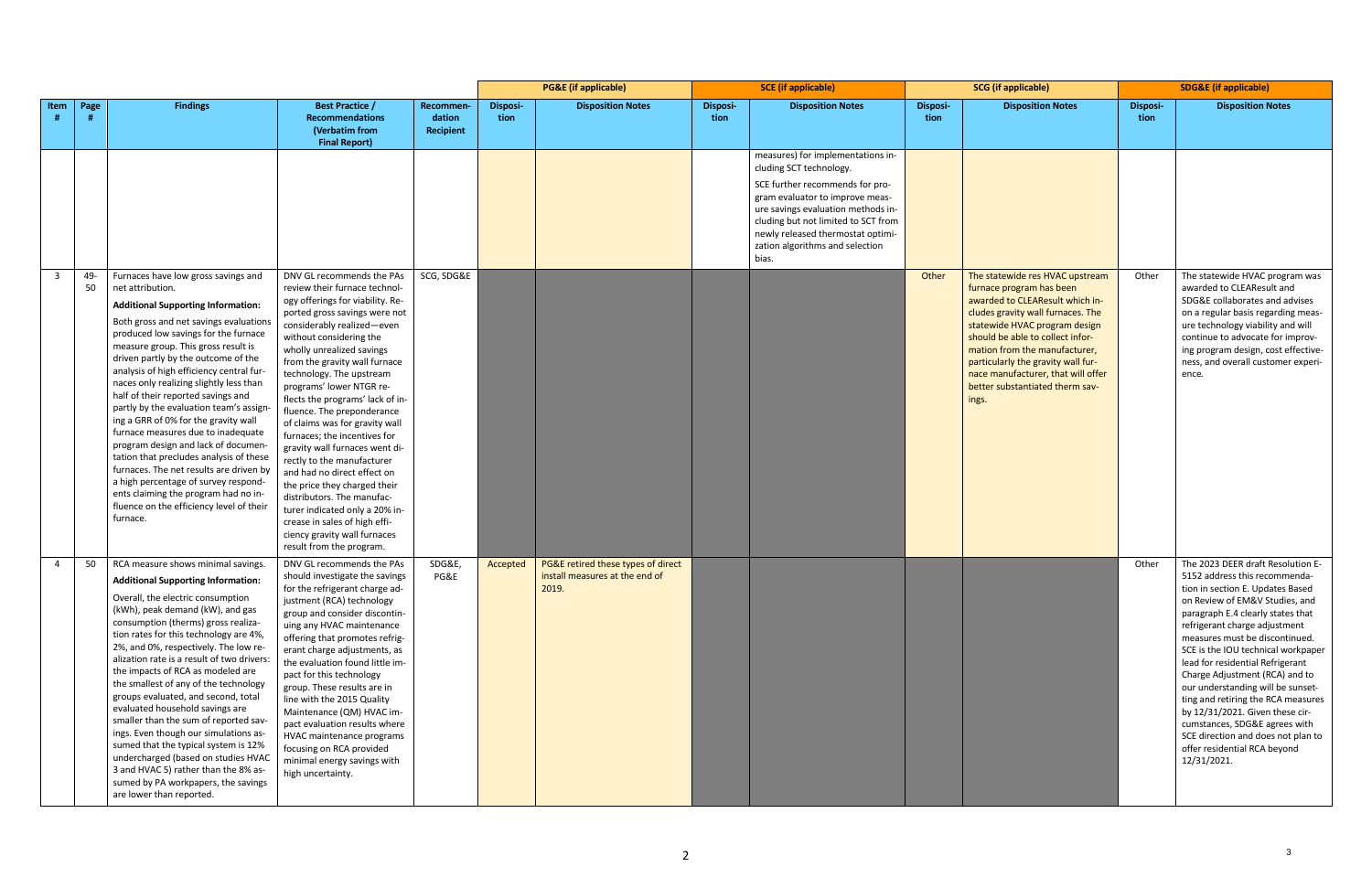| Item # | Page # | Findings | Best Practice / Recommendations (Verbatim from Final Report) | Recommendation Recipient | PG&E (if applicable) | | SCE (if applicable) | | SCG (if applicable) | | SDG&E (if applicable) | |
|---|---|---|---|---|---|---|---|---|---|---|---|---|
| | | | | | Disposition | Disposition Notes | Disposition | Disposition Notes | Disposition | Disposition Notes | Disposition | Disposition Notes |
| | | | | | | | | measures) for implementations including SCT technology. SCE further recommends for program evaluator to improve measure savings evaluation methods including but not limited to SCT from newly released thermostat optimization algorithms and selection bias. | | | | |
| 3 | 49-50 | Furnaces have low gross savings and net attribution. **Additional Supporting Information:** Both gross and net savings evaluations produced low savings for the furnace measure group. This gross result is driven partly by the outcome of the analysis of high efficiency central furnaces only realizing slightly less than half of their reported savings and partly by the evaluation team's assigning a GRR of 0% for the gravity wall furnace measures due to inadequate program design and lack of documentation that precludes analysis of these furnaces. The net results are driven by a high percentage of survey respondents claiming the program had no influence on the efficiency level of their furnace. | DNV GL recommends the PAs review their furnace technology offerings for viability. Reported gross savings were not considerably realized—even without considering the wholly unrealized savings from the gravity wall furnace technology. The upstream programs' lower NTGR reflects the programs' lack of influence. The preponderance of claims was for gravity wall furnaces; the incentives for gravity wall furnaces went directly to the manufacturer and had no direct effect on the price they charged their distributors. The manufacturer indicated only a 20% increase in sales of high efficiency gravity wall furnaces result from the program. | SCG, SDG&E | | | | | Other | The statewide res HVAC upstream furnace program has been awarded to CLEAResult which includes gravity wall furnaces. The statewide HVAC program design should be able to collect information from the manufacturer, particularly the gravity wall furnace manufacturer, that will offer better substantiated therm savings. | Other | The statewide HVAC program was awarded to CLEAResult and SDG&E collaborates and advises on a regular basis regarding measure technology viability and will continue to advocate for improving program design, cost effectiveness, and overall customer experience. |
| 4 | 50 | RCA measure shows minimal savings. **Additional Supporting Information:** Overall, the electric consumption (kWh), peak demand (kW), and gas consumption (therms) gross realization rates for this technology are 4%, 2%, and 0%, respectively. The low realization rate is a result of two drivers: the impacts of RCA as modeled are the smallest of any of the technology groups evaluated, and second, total evaluated household savings are smaller than the sum of reported savings. Even though our simulations assumed that the typical system is 12% undercharged (based on studies HVAC 3 and HVAC 5) rather than the 8% assumed by PA workpapers, the savings are lower than reported. | DNV GL recommends the PAs should investigate the savings for the refrigerant charge adjustment (RCA) technology group and consider discontinuing any HVAC maintenance offering that promotes refrigerant charge adjustments, as the evaluation found little impact for this technology group. These results are in line with the 2015 Quality Maintenance (QM) HVAC impact evaluation results where HVAC maintenance programs focusing on RCA provided minimal energy savings with high uncertainty. | SDG&E, PG&E | Accepted | PG&E retired these types of direct install measures at the end of 2019. | | | | | Other | The 2023 DEER draft Resolution E-5152 address this recommendation in section E. Updates Based on Review of EM&V Studies, and paragraph E.4 clearly states that refrigerant charge adjustment measures must be discontinued. SCE is the IOU technical workpaper lead for residential Refrigerant Charge Adjustment (RCA) and to our understanding will be sunsetting and retiring the RCA measures by 12/31/2021. Given these circumstances, SDG&E agrees with SCE direction and does not plan to offer residential RCA beyond 12/31/2021. |